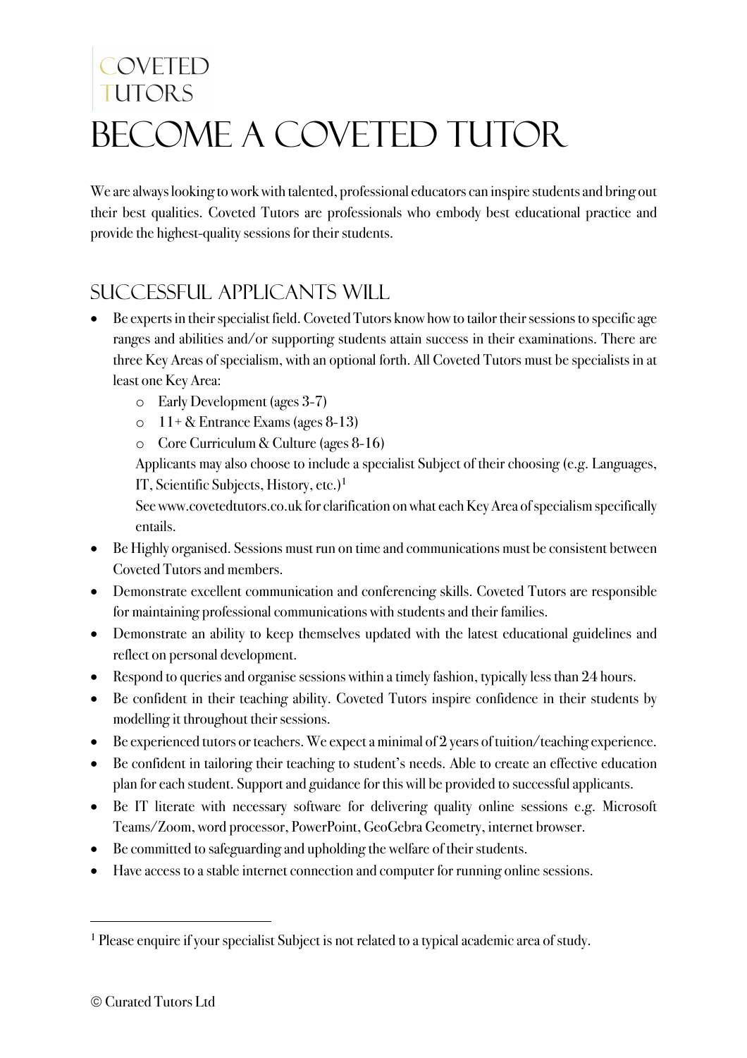COVETED
TUTORS

# BECOME A COVETED TUTOR

We are always looking to work with talented, professional educators can inspire students and bring out their best qualities. Coveted Tutors are professionals who embody best educational practice and provide the highest-quality sessions for their students.

## SUCCESSFUL APPLICANTS WILL

- Be experts in their specialist field. Coveted Tutors know how to tailor their sessions to specific age ranges and abilities and/or supporting students attain success in their examinations. There are three Key Areas of specialism, with an optional forth. All Coveted Tutors must be specialists in at least one Key Area:
    - Early Development (ages 3-7)
    - 11+ & Entrance Exams (ages 8-13)
    - Core Curriculum & Culture (ages 8-16)

  Applicants may also choose to include a specialist Subject of their choosing (e.g. Languages, IT, Scientific Subjects, History, etc.)[1]

  See www.covetedtutors.co.uk for clarification on what each Key Area of specialism specifically entails.
- Be Highly organised. Sessions must run on time and communications must be consistent between Coveted Tutors and members.
- Demonstrate excellent communication and conferencing skills. Coveted Tutors are responsible for maintaining professional communications with students and their families.
- Demonstrate an ability to keep themselves updated with the latest educational guidelines and reflect on personal development.
- Respond to queries and organise sessions within a timely fashion, typically less than 24 hours.
- Be confident in their teaching ability. Coveted Tutors inspire confidence in their students by modelling it throughout their sessions.
- Be experienced tutors or teachers. We expect a minimal of 2 years of tuition/teaching experience.
- Be confident in tailoring their teaching to student's needs. Able to create an effective education plan for each student. Support and guidance for this will be provided to successful applicants.
- Be IT literate with necessary software for delivering quality online sessions e.g. Microsoft Teams/Zoom, word processor, PowerPoint, GeoGebra Geometry, internet browser.
- Be committed to safeguarding and upholding the welfare of their students.
- Have access to a stable internet connection and computer for running online sessions.

---

[1] Please enquire if your specialist Subject is not related to a typical academic area of study.

© Curated Tutors Ltd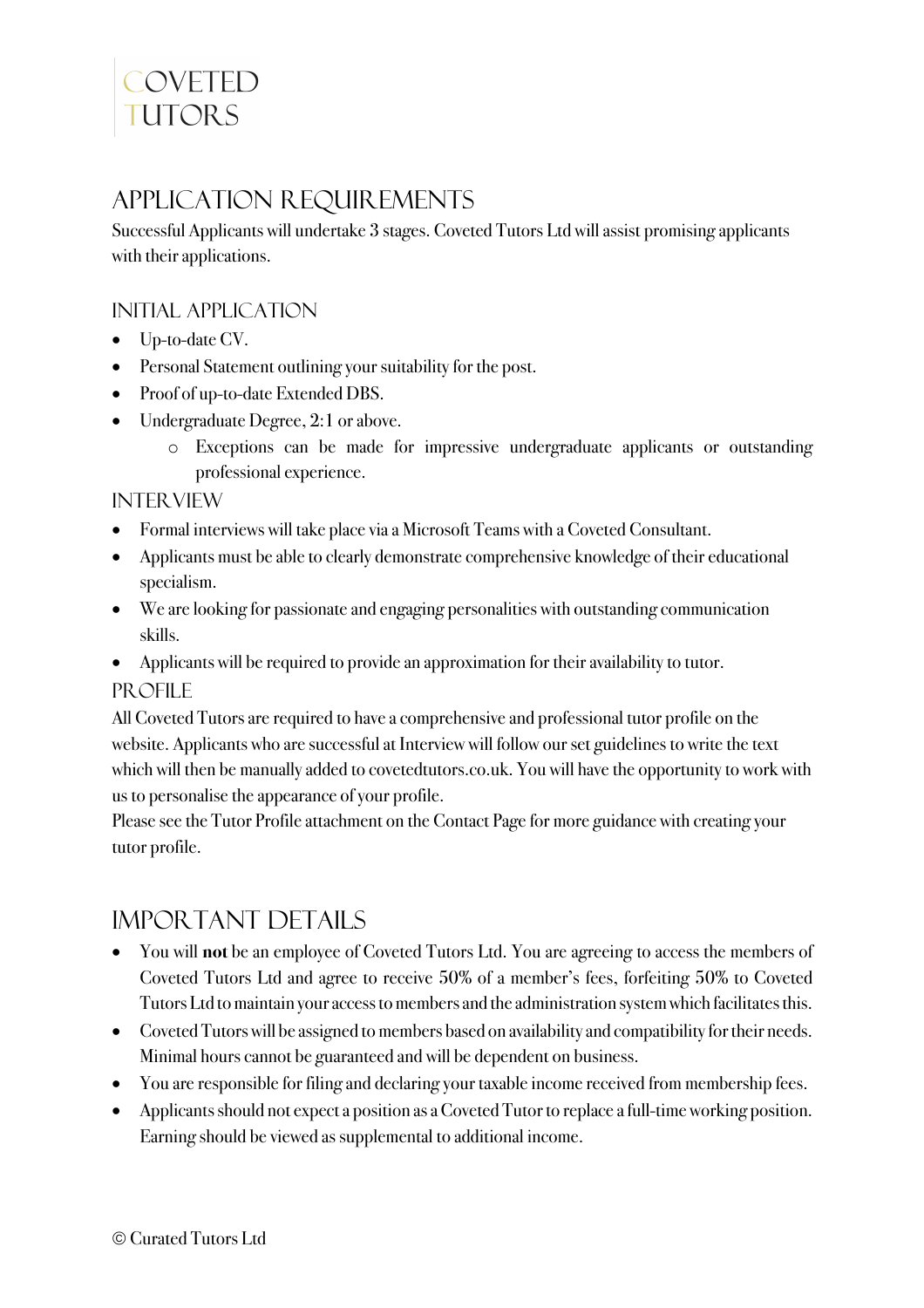# Coveted Tutors

## Application Requirements

Successful Applicants will undertake 3 stages. Coveted Tutors Ltd will assist promising applicants with their applications.

### Initial Application

- Up-to-date CV.
- Personal Statement outlining your suitability for the post.
- Proof of up-to-date Extended DBS.
- Undergraduate Degree, 2:1 or above.
  - Exceptions can be made for impressive undergraduate applicants or outstanding professional experience.

### Interview

- Formal interviews will take place via a Microsoft Teams with a Coveted Consultant.
- Applicants must be able to clearly demonstrate comprehensive knowledge of their educational specialism.
- We are looking for passionate and engaging personalities with outstanding communication skills.
- Applicants will be required to provide an approximation for their availability to tutor.

### Profile

All Coveted Tutors are required to have a comprehensive and professional tutor profile on the website. Applicants who are successful at Interview will follow our set guidelines to write the text which will then be manually added to covetedtutors.co.uk. You will have the opportunity to work with us to personalise the appearance of your profile.

Please see the Tutor Profile attachment on the Contact Page for more guidance with creating your tutor profile.

## Important Details

- You will **not** be an employee of Coveted Tutors Ltd. You are agreeing to access the members of Coveted Tutors Ltd and agree to receive 50% of a member's fees, forfeiting 50% to Coveted Tutors Ltd to maintain your access to members and the administration system which facilitates this.
- Coveted Tutors will be assigned to members based on availability and compatibility for their needs. Minimal hours cannot be guaranteed and will be dependent on business.
- You are responsible for filing and declaring your taxable income received from membership fees.
- Applicants should not expect a position as a Coveted Tutor to replace a full-time working position. Earning should be viewed as supplemental to additional income.

© Curated Tutors Ltd